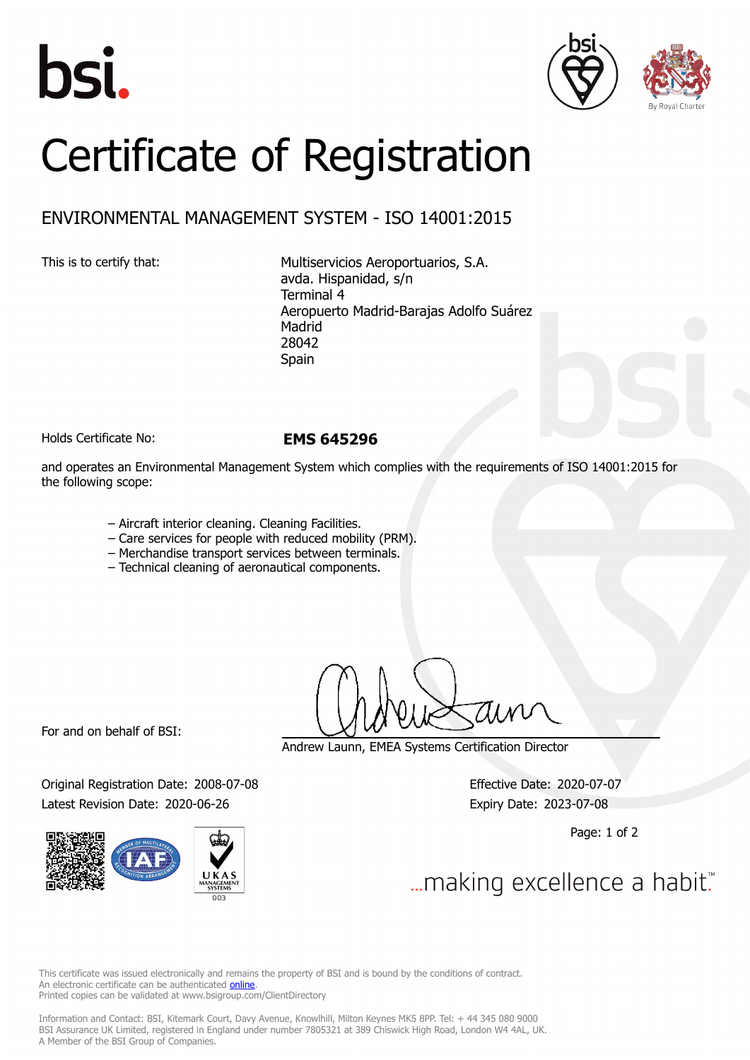# Certificate of Registration

## ENVIRONMENTAL MANAGEMENT SYSTEM - ISO 14001:2015

This is to certify that:

Multiservicios Aeroportuarios, S.A.
avda. Hispanidad, s/n
Terminal 4
Aeropuerto Madrid-Barajas Adolfo Suárez
Madrid
28042
Spain

Holds Certificate No: **EMS 645296**

and operates an Environmental Management System which complies with the requirements of ISO 14001:2015 for the following scope:

– Aircraft interior cleaning. Cleaning Facilities.
– Care services for people with reduced mobility (PRM).
– Merchandise transport services between terminals.
– Technical cleaning of aeronautical components.

For and on behalf of BSI:

Andrew Launn, EMEA Systems Certification Director

Original Registration Date: 2008-07-08
Latest Revision Date: 2020-06-26

Effective Date: 2020-07-07
Expiry Date: 2023-07-08

...making excellence a habit.™

This certificate was issued electronically and remains the property of BSI and is bound by the conditions of contract.
An electronic certificate can be authenticated online.
Printed copies can be validated at www.bsigroup.com/ClientDirectory

Information and Contact: BSI, Kitemark Court, Davy Avenue, Knowlhill, Milton Keynes MK5 8PP. Tel: + 44 345 080 9000
BSI Assurance UK Limited, registered in England under number 7805321 at 389 Chiswick High Road, London W4 4AL, UK.
A Member of the BSI Group of Companies.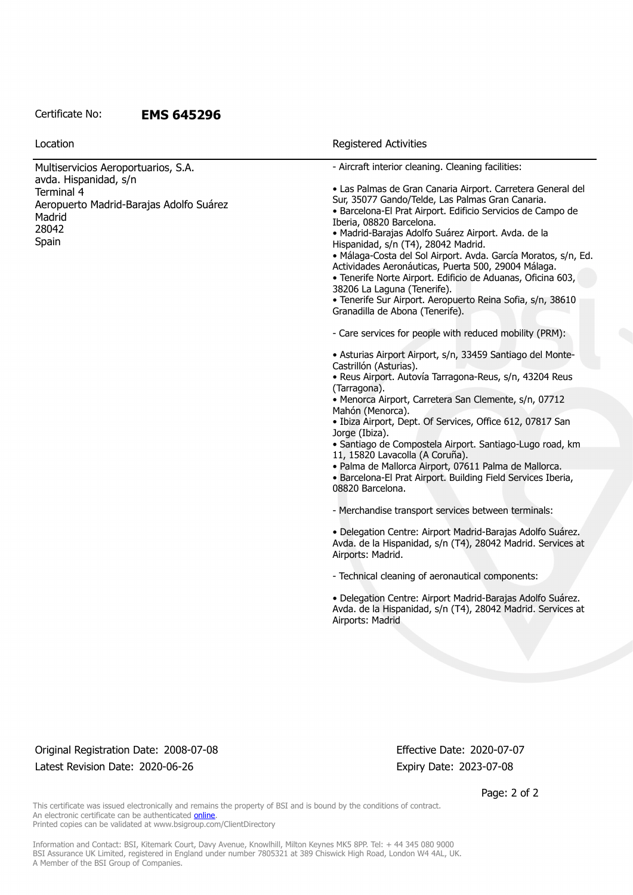Certificate No: **EMS 645296**

| Location | Registered Activities |
| --- | --- |
| Multiservicios Aeroportuarios, S.A.<br>avda. Hispanidad, s/n<br>Terminal 4<br>Aeropuerto Madrid-Barajas Adolfo Suárez<br>Madrid<br>28042<br>Spain | - Aircraft interior cleaning. Cleaning facilities:<br><br>• Las Palmas de Gran Canaria Airport. Carretera General del Sur, 35077 Gando/Telde, Las Palmas Gran Canaria.<br>• Barcelona-El Prat Airport. Edificio Servicios de Campo de Iberia, 08820 Barcelona.<br>• Madrid-Barajas Adolfo Suárez Airport. Avda. de la Hispanidad, s/n (T4), 28042 Madrid.<br>• Málaga-Costa del Sol Airport. Avda. García Moratos, s/n, Ed. Actividades Aeronáuticas, Puerta 500, 29004 Málaga.<br>• Tenerife Norte Airport. Edificio de Aduanas, Oficina 603, 38206 La Laguna (Tenerife).<br>• Tenerife Sur Airport. Aeropuerto Reina Sofia, s/n, 38610 Granadilla de Abona (Tenerife).<br><br>- Care services for people with reduced mobility (PRM):<br><br>• Asturias Airport Airport, s/n, 33459 Santiago del Monte-Castrillón (Asturias).<br>• Reus Airport. Autovía Tarragona-Reus, s/n, 43204 Reus (Tarragona).<br>• Menorca Airport, Carretera San Clemente, s/n, 07712 Mahón (Menorca).<br>• Ibiza Airport, Dept. Of Services, Office 612, 07817 San Jorge (Ibiza).<br>• Santiago de Compostela Airport. Santiago-Lugo road, km 11, 15820 Lavacolla (A Coruña).<br>• Palma de Mallorca Airport, 07611 Palma de Mallorca.<br>• Barcelona-El Prat Airport. Building Field Services Iberia, 08820 Barcelona.<br><br>- Merchandise transport services between terminals:<br><br>• Delegation Centre: Airport Madrid-Barajas Adolfo Suárez. Avda. de la Hispanidad, s/n (T4), 28042 Madrid. Services at Airports: Madrid.<br><br>- Technical cleaning of aeronautical components:<br><br>• Delegation Centre: Airport Madrid-Barajas Adolfo Suárez. Avda. de la Hispanidad, s/n (T4), 28042 Madrid. Services at Airports: Madrid |

Original Registration Date: 2008-07-08

Latest Revision Date: 2020-06-26

Effective Date: 2020-07-07

Expiry Date: 2023-07-08

This certificate was issued electronically and remains the property of BSI and is bound by the conditions of contract.
An electronic certificate can be authenticated online.
Printed copies can be validated at www.bsigroup.com/ClientDirectory

Information and Contact: BSI, Kitemark Court, Davy Avenue, Knowlhill, Milton Keynes MK5 8PP. Tel: + 44 345 080 9000
BSI Assurance UK Limited, registered in England under number 7805321 at 389 Chiswick High Road, London W4 4AL, UK.
A Member of the BSI Group of Companies.